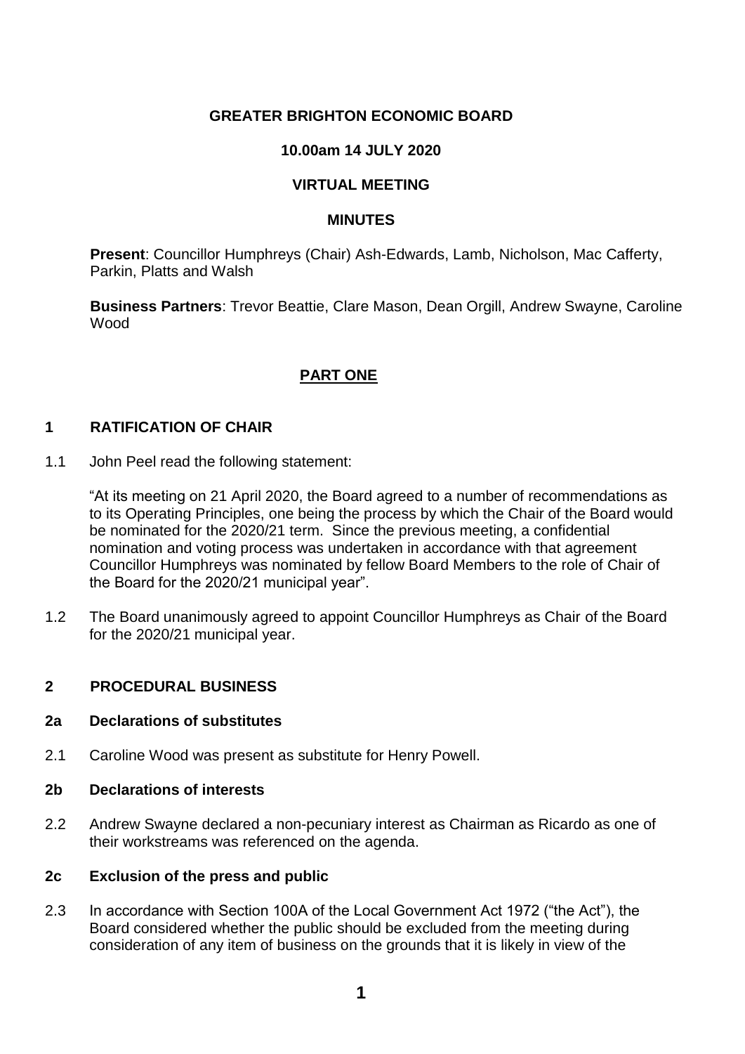# GREATER BRIGHTON ECONOMIC BOARD

## 10.00am 14 JULY 2020

## VIRTUAL MEETING

## MINUTES

**Present**: Councillor Humphreys (Chair) Ash-Edwards, Lamb, Nicholson, Mac Cafferty, Parkin, Platts and Walsh

**Business Partners**: Trevor Beattie, Clare Mason, Dean Orgill, Andrew Swayne, Caroline Wood

## PART ONE

### 1 RATIFICATION OF CHAIR

1.1 John Peel read the following statement:

"At its meeting on 21 April 2020, the Board agreed to a number of recommendations as to its Operating Principles, one being the process by which the Chair of the Board would be nominated for the 2020/21 term. Since the previous meeting, a confidential nomination and voting process was undertaken in accordance with that agreement Councillor Humphreys was nominated by fellow Board Members to the role of Chair of the Board for the 2020/21 municipal year".

1.2 The Board unanimously agreed to appoint Councillor Humphreys as Chair of the Board for the 2020/21 municipal year.

### 2 PROCEDURAL BUSINESS

#### 2a Declarations of substitutes

2.1 Caroline Wood was present as substitute for Henry Powell.

#### 2b Declarations of interests

2.2 Andrew Swayne declared a non-pecuniary interest as Chairman as Ricardo as one of their workstreams was referenced on the agenda.

#### 2c Exclusion of the press and public

2.3 In accordance with Section 100A of the Local Government Act 1972 ("the Act"), the Board considered whether the public should be excluded from the meeting during consideration of any item of business on the grounds that it is likely in view of the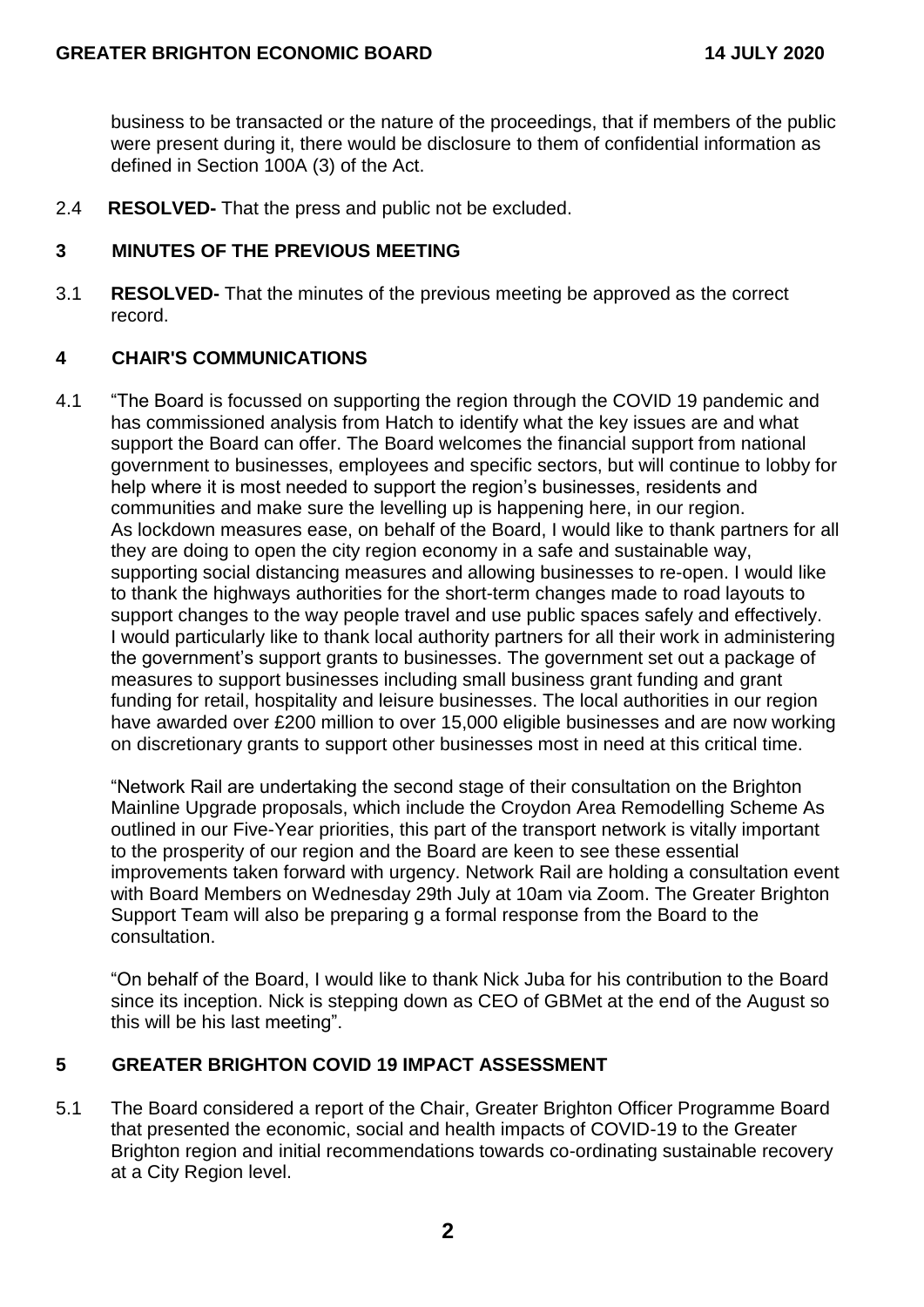business to be transacted or the nature of the proceedings, that if members of the public were present during it, there would be disclosure to them of confidential information as defined in Section 100A (3) of the Act.

2.4 **RESOLVED-** That the press and public not be excluded.

## 3 MINUTES OF THE PREVIOUS MEETING

3.1 **RESOLVED-** That the minutes of the previous meeting be approved as the correct record.

## 4 CHAIR'S COMMUNICATIONS

4.1 "The Board is focussed on supporting the region through the COVID 19 pandemic and has commissioned analysis from Hatch to identify what the key issues are and what support the Board can offer. The Board welcomes the financial support from national government to businesses, employees and specific sectors, but will continue to lobby for help where it is most needed to support the region's businesses, residents and communities and make sure the levelling up is happening here, in our region.
As lockdown measures ease, on behalf of the Board, I would like to thank partners for all they are doing to open the city region economy in a safe and sustainable way, supporting social distancing measures and allowing businesses to re-open. I would like to thank the highways authorities for the short-term changes made to road layouts to support changes to the way people travel and use public spaces safely and effectively.
I would particularly like to thank local authority partners for all their work in administering the government's support grants to businesses. The government set out a package of measures to support businesses including small business grant funding and grant funding for retail, hospitality and leisure businesses. The local authorities in our region have awarded over £200 million to over 15,000 eligible businesses and are now working on discretionary grants to support other businesses most in need at this critical time.

"Network Rail are undertaking the second stage of their consultation on the Brighton Mainline Upgrade proposals, which include the Croydon Area Remodelling Scheme As outlined in our Five-Year priorities, this part of the transport network is vitally important to the prosperity of our region and the Board are keen to see these essential improvements taken forward with urgency. Network Rail are holding a consultation event with Board Members on Wednesday 29th July at 10am via Zoom. The Greater Brighton Support Team will also be preparing g a formal response from the Board to the consultation.

"On behalf of the Board, I would like to thank Nick Juba for his contribution to the Board since its inception. Nick is stepping down as CEO of GBMet at the end of the August so this will be his last meeting".

## 5 GREATER BRIGHTON COVID 19 IMPACT ASSESSMENT

5.1 The Board considered a report of the Chair, Greater Brighton Officer Programme Board that presented the economic, social and health impacts of COVID-19 to the Greater Brighton region and initial recommendations towards co-ordinating sustainable recovery at a City Region level.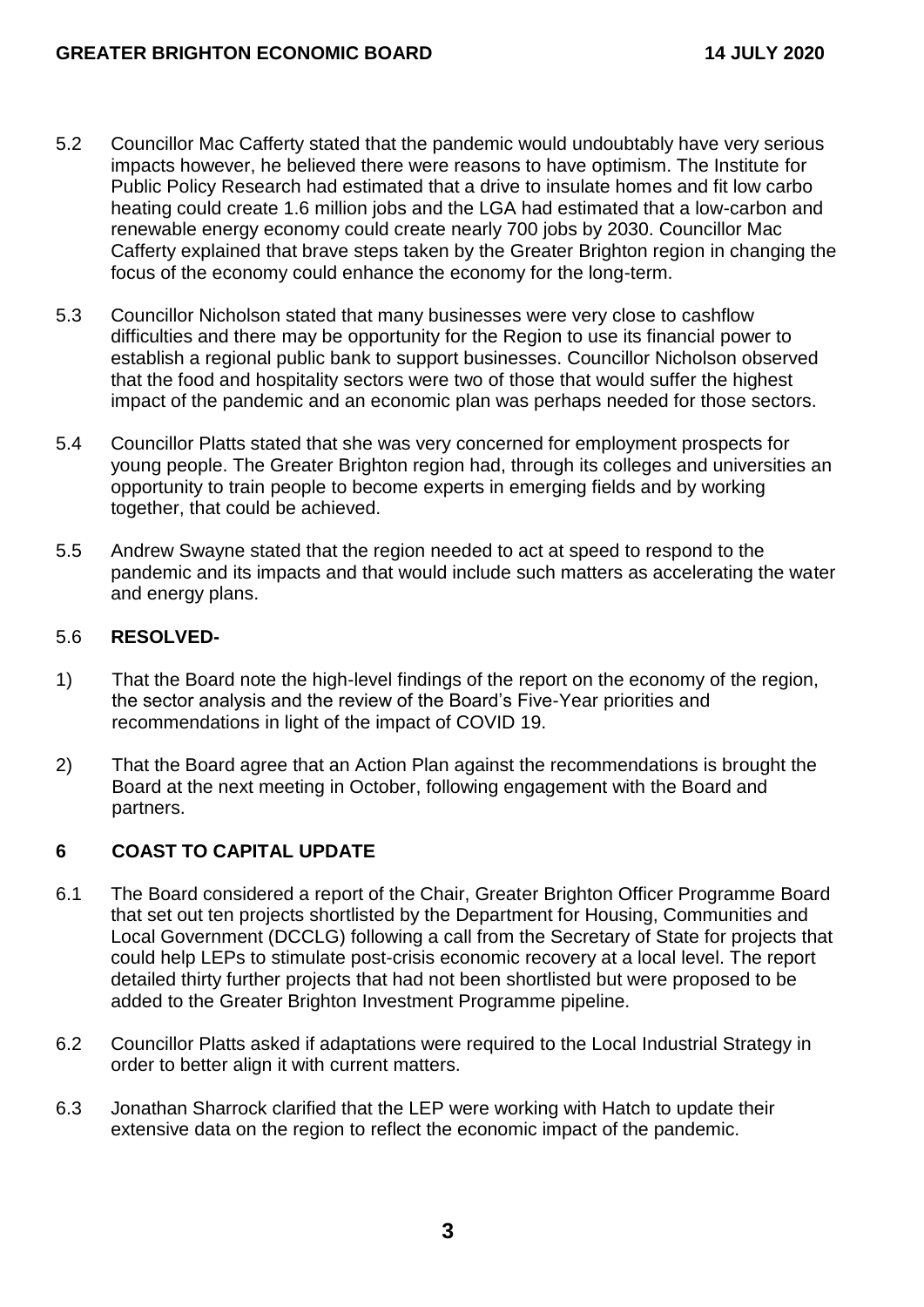5.2 Councillor Mac Cafferty stated that the pandemic would undoubtably have very serious impacts however, he believed there were reasons to have optimism. The Institute for Public Policy Research had estimated that a drive to insulate homes and fit low carbo heating could create 1.6 million jobs and the LGA had estimated that a low-carbon and renewable energy economy could create nearly 700 jobs by 2030. Councillor Mac Cafferty explained that brave steps taken by the Greater Brighton region in changing the focus of the economy could enhance the economy for the long-term.

5.3 Councillor Nicholson stated that many businesses were very close to cashflow difficulties and there may be opportunity for the Region to use its financial power to establish a regional public bank to support businesses. Councillor Nicholson observed that the food and hospitality sectors were two of those that would suffer the highest impact of the pandemic and an economic plan was perhaps needed for those sectors.

5.4 Councillor Platts stated that she was very concerned for employment prospects for young people. The Greater Brighton region had, through its colleges and universities an opportunity to train people to become experts in emerging fields and by working together, that could be achieved.

5.5 Andrew Swayne stated that the region needed to act at speed to respond to the pandemic and its impacts and that would include such matters as accelerating the water and energy plans.

5.6 **RESOLVED-**

1) That the Board note the high-level findings of the report on the economy of the region, the sector analysis and the review of the Board's Five-Year priorities and recommendations in light of the impact of COVID 19.

2) That the Board agree that an Action Plan against the recommendations is brought the Board at the next meeting in October, following engagement with the Board and partners.

## 6 COAST TO CAPITAL UPDATE

6.1 The Board considered a report of the Chair, Greater Brighton Officer Programme Board that set out ten projects shortlisted by the Department for Housing, Communities and Local Government (DCCLG) following a call from the Secretary of State for projects that could help LEPs to stimulate post-crisis economic recovery at a local level. The report detailed thirty further projects that had not been shortlisted but were proposed to be added to the Greater Brighton Investment Programme pipeline.

6.2 Councillor Platts asked if adaptations were required to the Local Industrial Strategy in order to better align it with current matters.

6.3 Jonathan Sharrock clarified that the LEP were working with Hatch to update their extensive data on the region to reflect the economic impact of the pandemic.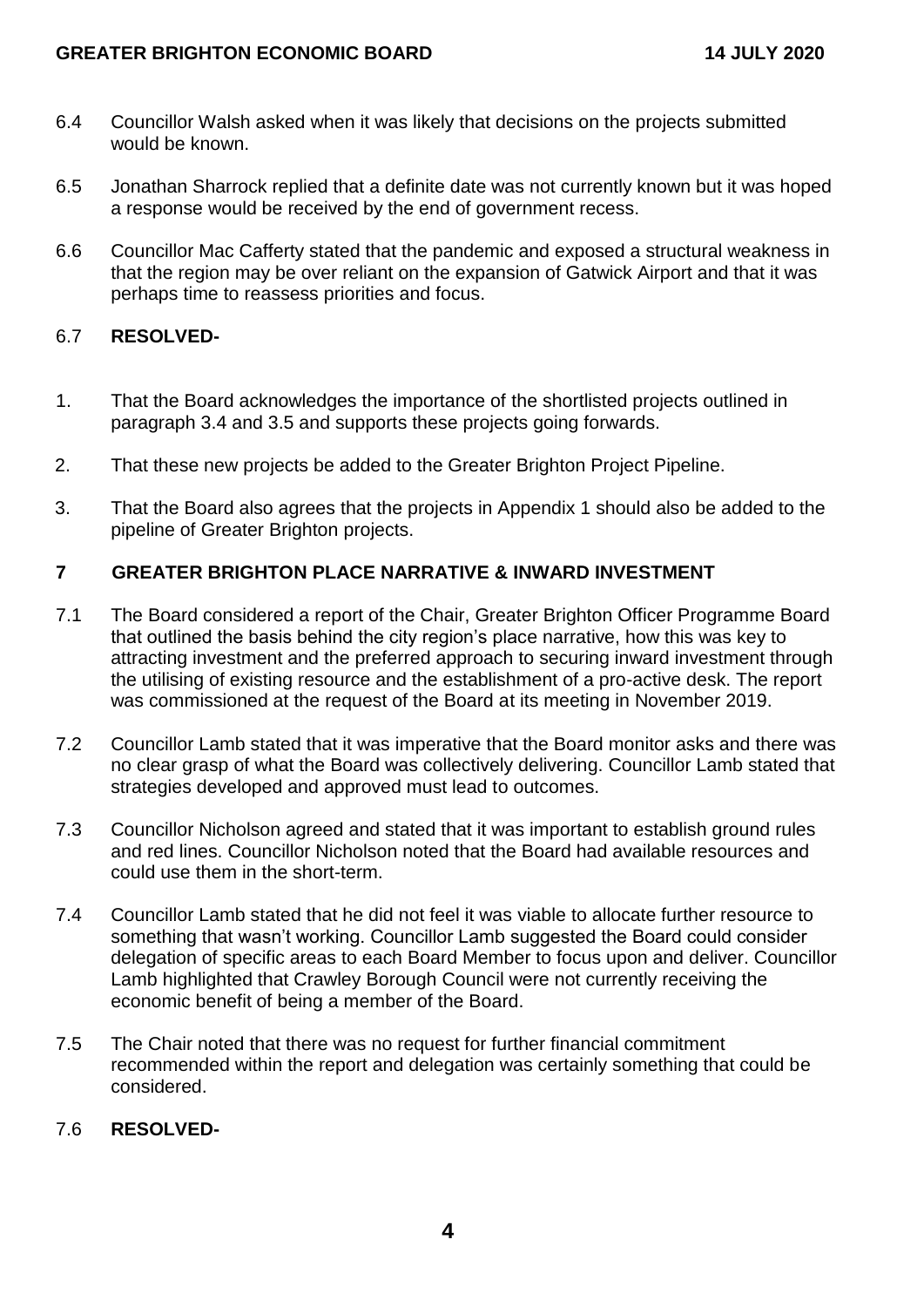6.4 Councillor Walsh asked when it was likely that decisions on the projects submitted would be known.

6.5 Jonathan Sharrock replied that a definite date was not currently known but it was hoped a response would be received by the end of government recess.

6.6 Councillor Mac Cafferty stated that the pandemic and exposed a structural weakness in that the region may be over reliant on the expansion of Gatwick Airport and that it was perhaps time to reassess priorities and focus.

6.7 **RESOLVED-**

1. That the Board acknowledges the importance of the shortlisted projects outlined in paragraph 3.4 and 3.5 and supports these projects going forwards.

2. That these new projects be added to the Greater Brighton Project Pipeline.

3. That the Board also agrees that the projects in Appendix 1 should also be added to the pipeline of Greater Brighton projects.

## 7 GREATER BRIGHTON PLACE NARRATIVE & INWARD INVESTMENT

7.1 The Board considered a report of the Chair, Greater Brighton Officer Programme Board that outlined the basis behind the city region's place narrative, how this was key to attracting investment and the preferred approach to securing inward investment through the utilising of existing resource and the establishment of a pro-active desk. The report was commissioned at the request of the Board at its meeting in November 2019.

7.2 Councillor Lamb stated that it was imperative that the Board monitor asks and there was no clear grasp of what the Board was collectively delivering. Councillor Lamb stated that strategies developed and approved must lead to outcomes.

7.3 Councillor Nicholson agreed and stated that it was important to establish ground rules and red lines. Councillor Nicholson noted that the Board had available resources and could use them in the short-term.

7.4 Councillor Lamb stated that he did not feel it was viable to allocate further resource to something that wasn't working. Councillor Lamb suggested the Board could consider delegation of specific areas to each Board Member to focus upon and deliver. Councillor Lamb highlighted that Crawley Borough Council were not currently receiving the economic benefit of being a member of the Board.

7.5 The Chair noted that there was no request for further financial commitment recommended within the report and delegation was certainly something that could be considered.

7.6 **RESOLVED-**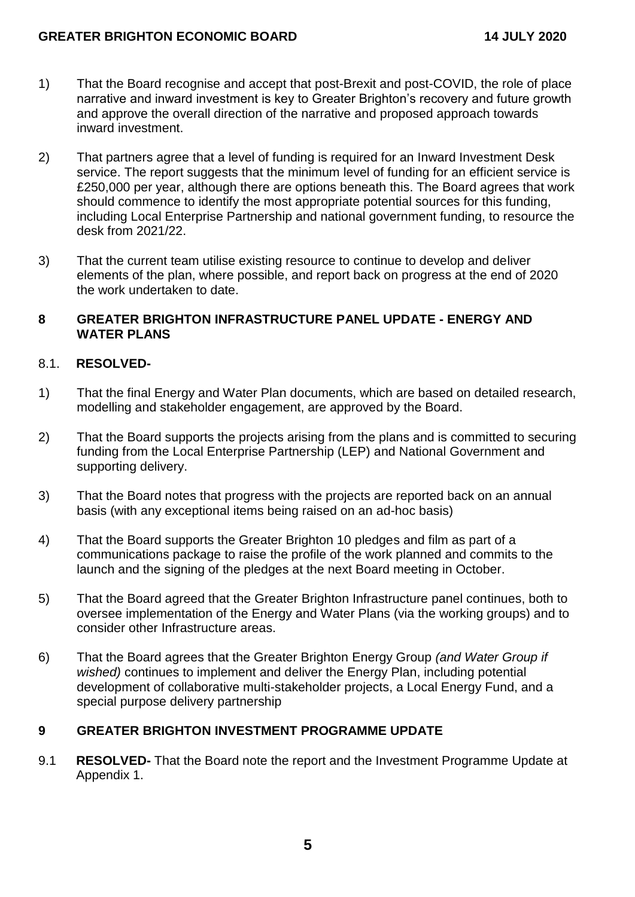1) That the Board recognise and accept that post-Brexit and post-COVID, the role of place narrative and inward investment is key to Greater Brighton's recovery and future growth and approve the overall direction of the narrative and proposed approach towards inward investment.

2) That partners agree that a level of funding is required for an Inward Investment Desk service. The report suggests that the minimum level of funding for an efficient service is £250,000 per year, although there are options beneath this. The Board agrees that work should commence to identify the most appropriate potential sources for this funding, including Local Enterprise Partnership and national government funding, to resource the desk from 2021/22.

3) That the current team utilise existing resource to continue to develop and deliver elements of the plan, where possible, and report back on progress at the end of 2020 the work undertaken to date.

## 8 GREATER BRIGHTON INFRASTRUCTURE PANEL UPDATE - ENERGY AND WATER PLANS

8.1. **RESOLVED-**

1) That the final Energy and Water Plan documents, which are based on detailed research, modelling and stakeholder engagement, are approved by the Board.

2) That the Board supports the projects arising from the plans and is committed to securing funding from the Local Enterprise Partnership (LEP) and National Government and supporting delivery.

3) That the Board notes that progress with the projects are reported back on an annual basis (with any exceptional items being raised on an ad-hoc basis)

4) That the Board supports the Greater Brighton 10 pledges and film as part of a communications package to raise the profile of the work planned and commits to the launch and the signing of the pledges at the next Board meeting in October.

5) That the Board agreed that the Greater Brighton Infrastructure panel continues, both to oversee implementation of the Energy and Water Plans (via the working groups) and to consider other Infrastructure areas.

6) That the Board agrees that the Greater Brighton Energy Group *(and Water Group if wished)* continues to implement and deliver the Energy Plan, including potential development of collaborative multi-stakeholder projects, a Local Energy Fund, and a special purpose delivery partnership

## 9 GREATER BRIGHTON INVESTMENT PROGRAMME UPDATE

9.1 **RESOLVED-** That the Board note the report and the Investment Programme Update at Appendix 1.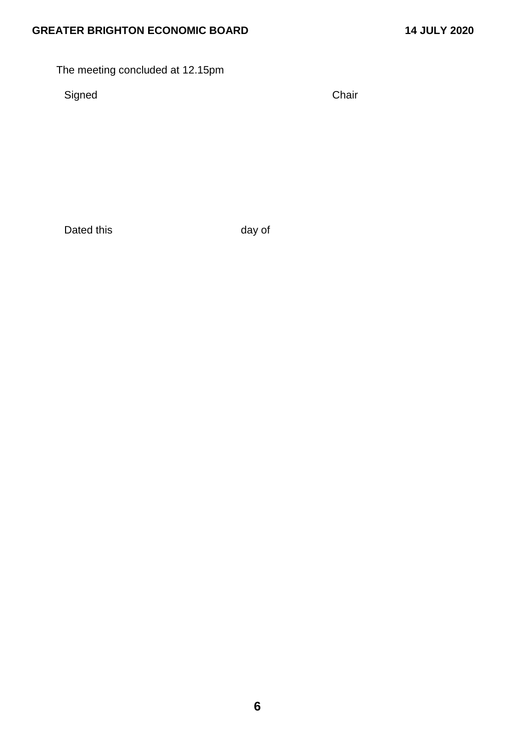The meeting concluded at 12.15pm

Signed Chair

Dated this day of